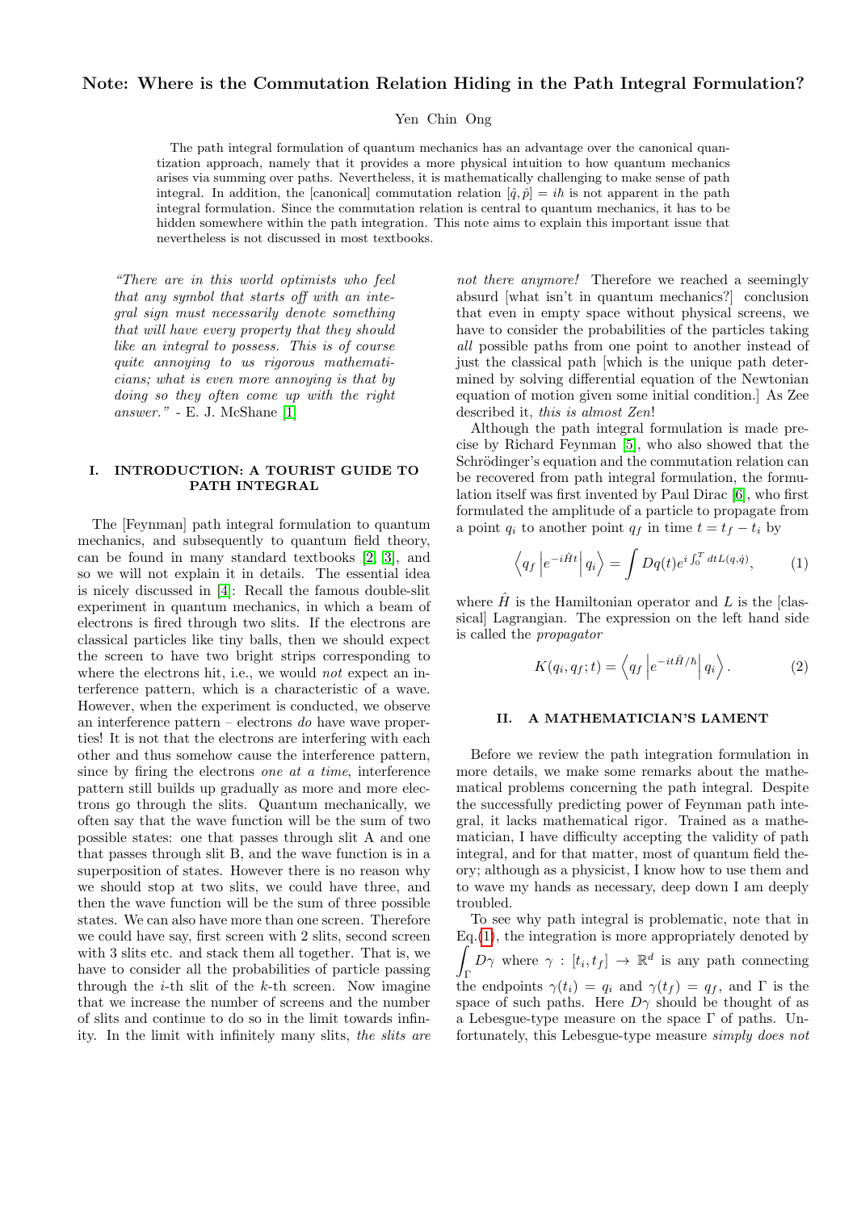# Note: Where is the Commutation Relation Hiding in the Path Integral Formulation?

Yen Chin Ong

The path integral formulation of quantum mechanics has an advantage over the canonical quantization approach, namely that it provides a more physical intuition to how quantum mechanics arises via summing over paths. Nevertheless, it is mathematically challenging to make sense of path integral. In addition, the [canonical] commutation relation $[\hat{q}, \hat{p}] = i\hbar$ is not apparent in the path integral formulation. Since the commutation relation is central to quantum mechanics, it has to be hidden somewhere within the path integration. This note aims to explain this important issue that nevertheless is not discussed in most textbooks.

*"There are in this world optimists who feel that any symbol that starts off with an integral sign must necessarily denote something that will have every property that they should like an integral to possess. This is of course quite annoying to us rigorous mathematicians; what is even more annoying is that by doing so they often come up with the right answer."* - E. J. McShane [1]

## I. INTRODUCTION: A TOURIST GUIDE TO PATH INTEGRAL

The [Feynman] path integral formulation to quantum mechanics, and subsequently to quantum field theory, can be found in many standard textbooks [2, 3], and so we will not explain it in details. The essential idea is nicely discussed in [4]: Recall the famous double-slit experiment in quantum mechanics, in which a beam of electrons is fired through two slits. If the electrons are classical particles like tiny balls, then we should expect the screen to have two bright strips corresponding to where the electrons hit, i.e., we would *not* expect an interference pattern, which is a characteristic of a wave. However, when the experiment is conducted, we observe an interference pattern – electrons *do* have wave properties! It is not that the electrons are interfering with each other and thus somehow cause the interference pattern, since by firing the electrons *one at a time*, interference pattern still builds up gradually as more and more electrons go through the slits. Quantum mechanically, we often say that the wave function will be the sum of two possible states: one that passes through slit A and one that passes through slit B, and the wave function is in a superposition of states. However there is no reason why we should stop at two slits, we could have three, and then the wave function will be the sum of three possible states. We can also have more than one screen. Therefore we could have say, first screen with 2 slits, second screen with 3 slits etc. and stack them all together. That is, we have to consider all the probabilities of particle passing through the $i$-th slit of the $k$-th screen. Now imagine that we increase the number of screens and the number of slits and continue to do so in the limit towards infinity. In the limit with infinitely many slits, *the slits are not there anymore!* Therefore we reached a seemingly absurd [what isn't in quantum mechanics?] conclusion that even in empty space without physical screens, we have to consider the probabilities of the particles taking *all* possible paths from one point to another instead of just the classical path [which is the unique path determined by solving differential equation of the Newtonian equation of motion given some initial condition.] As Zee described it, *this is almost Zen*!

Although the path integral formulation is made precise by Richard Feynman [5], who also showed that the Schrödinger's equation and the commutation relation can be recovered from path integral formulation, the formulation itself was first invented by Paul Dirac [6], who first formulated the amplitude of a particle to propagate from a point $q_i$ to another point $q_f$ in time $t = t_f - t_i$ by

$$\left\langle q_f \left| e^{-i\hat{H}t} \right| q_i \right\rangle = \int Dq(t) e^{i\int_0^T dt L(q,\dot{q})}, \tag{1}$$

where $\hat{H}$ is the Hamiltonian operator and $L$ is the [classical] Lagrangian. The expression on the left hand side is called the *propagator*

$$K(q_i, q_f; t) = \left\langle q_f \left| e^{-it\hat{H}/\hbar} \right| q_i \right\rangle. \tag{2}$$

### II. A MATHEMATICIAN'S LAMENT

Before we review the path integration formulation in more details, we make some remarks about the mathematical problems concerning the path integral. Despite the successfully predicting power of Feynman path integral, it lacks mathematical rigor. Trained as a mathematician, I have difficulty accepting the validity of path integral, and for that matter, most of quantum field theory; although as a physicist, I know how to use them and to wave my hands as necessary, deep down I am deeply troubled.

To see why path integral is problematic, note that in Eq.(1), the integration is more appropriately denoted by $\int_\Gamma D\gamma$ where $\gamma : [t_i, t_f] \to \mathbb{R}^d$ is any path connecting the endpoints $\gamma(t_i) = q_i$ and $\gamma(t_f) = q_f$, and $\Gamma$ is the space of such paths. Here $D\gamma$ should be thought of as a Lebesgue-type measure on the space $\Gamma$ of paths. Unfortunately, this Lebesgue-type measure *simply does not*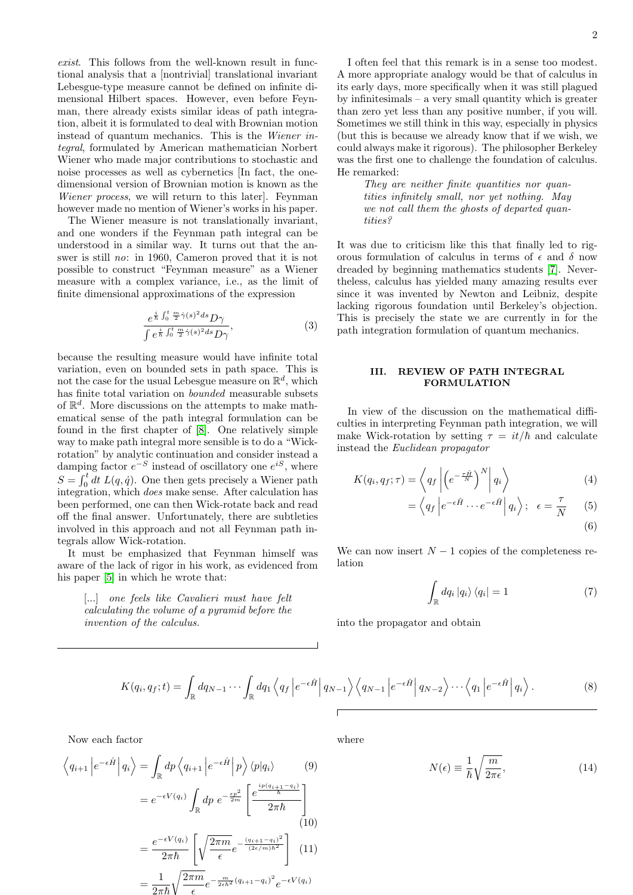*exist*. This follows from the well-known result in functional analysis that a [nontrivial] translational invariant Lebesgue-type measure cannot be defined on infinite dimensional Hilbert spaces. However, even before Feynman, there already exists similar ideas of path integration, albeit it is formulated to deal with Brownian motion instead of quantum mechanics. This is the *Wiener integral*, formulated by American mathematician Norbert Wiener who made major contributions to stochastic and noise processes as well as cybernetics [In fact, the one-dimensional version of Brownian motion is known as the *Wiener process*, we will return to this later]. Feynman however made no mention of Wiener's works in his paper.

The Wiener measure is not translationally invariant, and one wonders if the Feynman path integral can be understood in a similar way. It turns out that the answer is still *no*: in 1960, Cameron proved that it is not possible to construct "Feynman measure" as a Wiener measure with a complex variance, i.e., as the limit of finite dimensional approximations of the expression

$$\frac{e^{\frac{i}{\hbar}\int_0^t \frac{m}{2}\dot{\gamma}(s)^2 ds} D\gamma}{\int e^{\frac{i}{\hbar}\int_0^t \frac{m}{2}\dot{\gamma}(s)^2 ds} D\gamma}, \tag{3}$$

because the resulting measure would have infinite total variation, even on bounded sets in path space. This is not the case for the usual Lebesgue measure on $\mathbb{R}^d$, which has finite total variation on *bounded* measurable subsets of $\mathbb{R}^d$. More discussions on the attempts to make mathematical sense of the path integral formulation can be found in the first chapter of [8]. One relatively simple way to make path integral more sensible is to do a "Wick-rotation" by analytic continuation and consider instead a damping factor $e^{-S}$ instead of oscillatory one $e^{iS}$, where $S = \int_0^t dt\, L(q, \dot{q})$. One then gets precisely a Wiener path integration, which *does* make sense. After calculation has been performed, one can then Wick-rotate back and read off the final answer. Unfortunately, there are subtleties involved in this approach and not all Feynman path integrals allow Wick-rotation.

It must be emphasized that Feynman himself was aware of the lack of rigor in his work, as evidenced from his paper [5] in which he wrote that:

> [...] *one feels like Cavalieri must have felt calculating the volume of a pyramid before the invention of the calculus.*

I often feel that this remark is in a sense too modest. A more appropriate analogy would be that of calculus in its early days, more specifically when it was still plagued by infinitesimals – a very small quantity which is greater than zero yet less than any positive number, if you will. Sometimes we still think in this way, especially in physics (but this is because we already know that if we wish, we could always make it rigorous). The philosopher Berkeley was the first one to challenge the foundation of calculus. He remarked:

> *They are neither finite quantities nor quantities infinitely small, nor yet nothing. May we not call them the ghosts of departed quantities?*

It was due to criticism like this that finally led to rigorous formulation of calculus in terms of $\epsilon$ and $\delta$ now dreaded by beginning mathematics students [7]. Nevertheless, calculus has yielded many amazing results ever since it was invented by Newton and Leibniz, despite lacking rigorous foundation until Berkeley's objection. This is precisely the state we are currently in for the path integration formulation of quantum mechanics.

## III. REVIEW OF PATH INTEGRAL FORMULATION

In view of the discussion on the mathematical difficulties in interpreting Feynman path integration, we will make Wick-rotation by setting $\tau = it/\hbar$ and calculate instead the *Euclidean propagator*

$$K(q_i, q_f; \tau) = \left\langle q_f \left| \left(e^{-\frac{\tau \hat{H}}{N}}\right)^N \right| q_i \right\rangle \tag{4}$$

$$= \left\langle q_f \left| e^{-\epsilon \hat{H}} \cdots e^{-\epsilon \hat{H}} \right| q_i \right\rangle; \quad \epsilon = \frac{\tau}{N} \tag{5}$$

$$\tag{6}$$

We can now insert $N-1$ copies of the completeness relation

$$\int_{\mathbb{R}} dq_i \left|q_i\right\rangle \left\langle q_i\right| = 1 \tag{7}$$

into the propagator and obtain

$$K(q_i, q_f; t) = \int_{\mathbb{R}} dq_{N-1} \cdots \int_{\mathbb{R}} dq_1 \left\langle q_f \left| e^{-\epsilon \hat{H}} \right| q_{N-1} \right\rangle \left\langle q_{N-1} \left| e^{-\epsilon \hat{H}} \right| q_{N-2} \right\rangle \cdots \left\langle q_1 \left| e^{-\epsilon \hat{H}} \right| q_i \right\rangle. \tag{8}$$

Now each factor

$$\left\langle q_{i+1} \left| e^{-\epsilon \hat{H}} \right| q_i \right\rangle = \int_{\mathbb{R}} dp \left\langle q_{i+1} \left| e^{-\epsilon \hat{H}} \right| p \right\rangle \left\langle p | q_i \right\rangle \tag{9}$$

$$= e^{-\epsilon V(q_i)} \int_{\mathbb{R}} dp\, e^{-\frac{\epsilon p^2}{2m}} \left[ \frac{e^{\frac{ip(q_{i+1}-q_i)}{\hbar}}}{2\pi\hbar} \right] \tag{10}$$

$$= \frac{e^{-\epsilon V(q_i)}}{2\pi\hbar} \left[ \sqrt{\frac{2\pi m}{\epsilon}} e^{-\frac{(q_{i+1}-q_i)^2}{(2\epsilon/m)\hbar^2}} \right] \tag{11}$$

$$= \frac{1}{2\pi\hbar} \sqrt{\frac{2\pi m}{\epsilon}} e^{-\frac{m}{2\epsilon\hbar^2}(q_{i+1}-q_i)^2} e^{-\epsilon V(q_i)}$$

where

$$N(\epsilon) \equiv \frac{1}{\hbar}\sqrt{\frac{m}{2\pi\epsilon}}, \tag{14}$$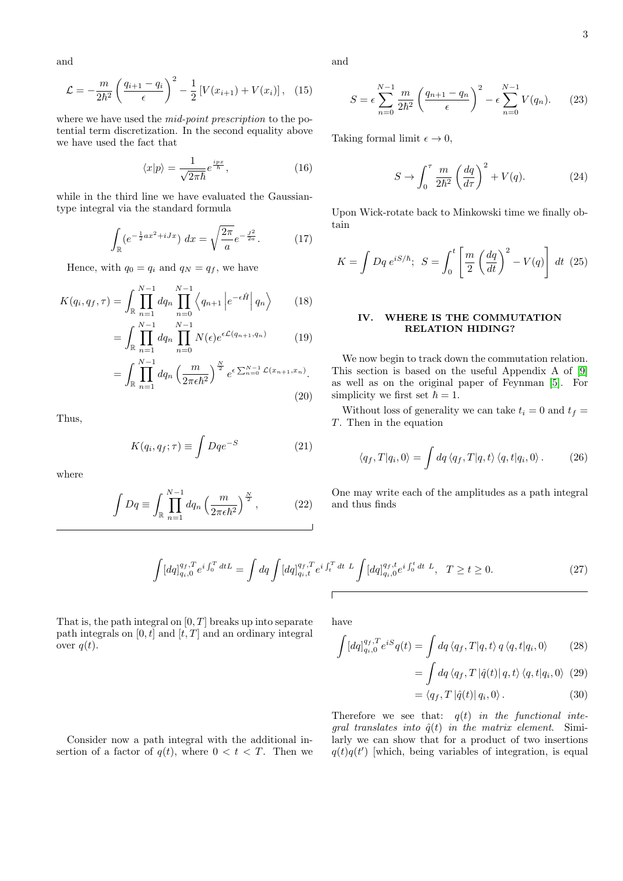and

$$\mathcal{L} = -\frac{m}{2\hbar^2}\left(\frac{q_{i+1}-q_i}{\epsilon}\right)^2 - \frac{1}{2}\left[V(x_{i+1})+V(x_i)\right], \quad (15)$$

where we have used the *mid-point prescription* to the potential term discretization. In the second equality above we have used the fact that

$$\langle x|p\rangle = \frac{1}{\sqrt{2\pi\hbar}}e^{\frac{ipx}{\hbar}}, \quad (16)$$

while in the third line we have evaluated the Gaussian-type integral via the standard formula

$$\int_{\mathbb{R}} (e^{-\frac{1}{2}ax^2+iJx})\ dx = \sqrt{\frac{2\pi}{a}}e^{-\frac{J^2}{2a}}. \quad (17)$$

Hence, with $q_0 = q_i$ and $q_N = q_f$, we have

$$K(q_i, q_f, \tau) = \int_{\mathbb{R}} \prod_{n=1}^{N-1} dq_n \prod_{n=0}^{N-1} \left\langle q_{n+1}\left|e^{-\epsilon\hat{H}}\right| q_n\right\rangle \quad (18)$$

$$= \int_{\mathbb{R}} \prod_{n=1}^{N-1} dq_n \prod_{n=0}^{N-1} N(\epsilon)e^{\epsilon\mathcal{L}(q_{n+1},q_n)} \quad (19)$$

$$= \int_{\mathbb{R}} \prod_{n=1}^{N-1} dq_n \left(\frac{m}{2\pi\epsilon\hbar^2}\right)^{\frac{N}{2}} e^{\epsilon\sum_{n=0}^{N-1}\mathcal{L}(x_{n+1},x_n)}. \quad (20)$$

Thus,

$$K(q_i, q_f; \tau) \equiv \int Dq e^{-S} \quad (21)$$

where

$$\int Dq \equiv \int_{\mathbb{R}} \prod_{n=1}^{N-1} dq_n \left(\frac{m}{2\pi\epsilon\hbar^2}\right)^{\frac{N}{2}}, \quad (22)$$

and

$$S = \epsilon\sum_{n=0}^{N-1} \frac{m}{2\hbar^2}\left(\frac{q_{n+1}-q_n}{\epsilon}\right)^2 - \epsilon\sum_{n=0}^{N-1} V(q_n). \quad (23)$$

Taking formal limit $\epsilon \to 0$,

$$S \to \int_0^\tau \frac{m}{2\hbar^2}\left(\frac{dq}{d\tau}\right)^2 + V(q). \quad (24)$$

Upon Wick-rotate back to Minkowski time we finally obtain

$$K = \int Dq\ e^{iS/\hbar};\ S = \int_0^t \left[\frac{m}{2}\left(\frac{dq}{dt}\right)^2 - V(q)\right]\ dt \quad (25)$$

## IV. WHERE IS THE COMMUTATION RELATION HIDING?

We now begin to track down the commutation relation. This section is based on the useful Appendix A of [9] as well as on the original paper of Feynman [5]. For simplicity we first set $\hbar = 1$.

Without loss of generality we can take $t_i = 0$ and $t_f = T$. Then in the equation

$$\langle q_f, T|q_i, 0\rangle = \int dq\ \langle q_f, T|q, t\rangle\ \langle q, t|q_i, 0\rangle\,. \quad (26)$$

One may write each of the amplitudes as a path integral and thus finds

$$\int [dq]_{q_i,0}^{q_f,T} e^{i\int_0^T dtL} = \int dq \int [dq]_{q_i,t}^{q_f,T} e^{i\int_t^T dt\ L} \int [dq]_{q_i,0}^{q_f,t} e^{i\int_0^t dt\ L}, \quad T \geq t \geq 0. \quad (27)$$

That is, the path integral on $[0,T]$ breaks up into separate path integrals on $[0,t]$ and $[t,T]$ and an ordinary integral over $q(t)$.

Consider now a path integral with the additional insertion of a factor of $q(t)$, where $0 < t < T$. Then we have

$$\int [dq]_{q_i,0}^{q_f,T} e^{iS} q(t) = \int dq\ \langle q_f, T|q, t\rangle\ q\ \langle q, t|q_i, 0\rangle \quad (28)$$

$$= \int dq\ \langle q_f, T\,|\hat{q}(t)|\,q, t\rangle\ \langle q, t|q_i, 0\rangle \quad (29)$$

$$= \langle q_f, T\,|\hat{q}(t)|\,q_i, 0\rangle\,. \quad (30)$$

Therefore we see that: *$q(t)$ in the functional integral translates into $\hat{q}(t)$ in the matrix element.* Similarly we can show that for a product of two insertions $q(t)q(t')$ [which, being variables of integration, is equal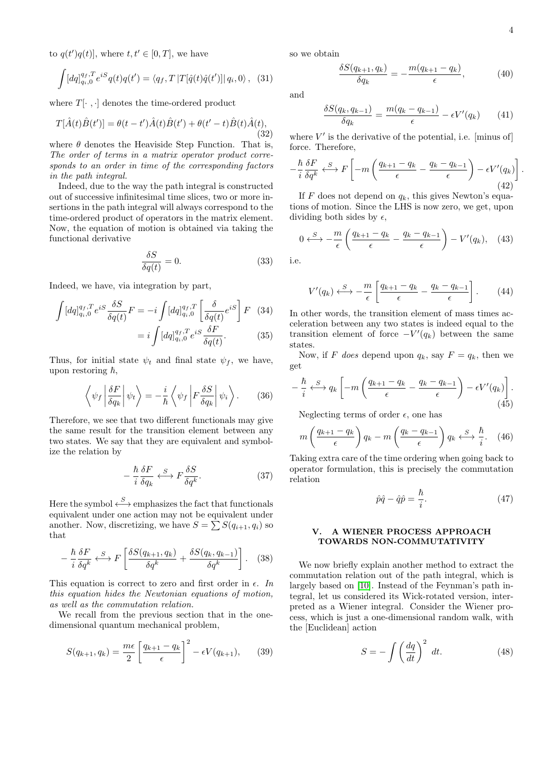to $q(t')q(t)]$, where $t, t' \in [0, T]$, we have

$$\int [dq]_{q_i,0}^{q_f,T} e^{iS} q(t)q(t') = \langle q_f, T \left| T[\hat{q}(t)\hat{q}(t')] \right| q_i, 0 \rangle \,, \quad (31)$$

where $T[\cdot\,,\cdot]$ denotes the time-ordered product

$$T[\hat{A}(t)\hat{B}(t')] = \theta(t-t')\hat{A}(t)\hat{B}(t') + \theta(t'-t)\hat{B}(t)\hat{A}(t), \quad (32)$$

where $\theta$ denotes the Heaviside Step Function. That is, *The order of terms in a matrix operator product corresponds to an order in time of the corresponding factors in the path integral.*

Indeed, due to the way the path integral is constructed out of successive infinitesimal time slices, two or more insertions in the path integral will always correspond to the time-ordered product of operators in the matrix element. Now, the equation of motion is obtained via taking the functional derivative

$$\frac{\delta S}{\delta q(t)} = 0. \quad (33)$$

Indeed, we have, via integration by part,

$$\int [dq]_{q_i,0}^{q_f,T} e^{iS} \frac{\delta S}{\delta q(t)} F = -i \int [dq]_{q_i,0}^{q_f,T} \left[ \frac{\delta}{\delta q(t)} e^{iS} \right] F \quad (34)$$

$$= i \int [dq]_{q_i,0}^{q_f,T} e^{iS} \frac{\delta F}{\delta q(t)}. \quad (35)$$

Thus, for initial state $\psi_t$ and final state $\psi_f$, we have, upon restoring $\hbar$,

$$\left\langle \psi_f \left| \frac{\delta F}{\delta q_k} \right| \psi_t \right\rangle = -\frac{i}{\hbar} \left\langle \psi_f \left| F \frac{\delta S}{\delta q_k} \right| \psi_i \right\rangle. \quad (36)$$

Therefore, we see that two different functionals may give the same result for the transition element between any two states. We say that they are equivalent and symbolize the relation by

$$-\frac{\hbar}{i} \frac{\delta F}{\delta q_k} \overset{S}{\longleftrightarrow} F \frac{\delta S}{\delta q^k}. \quad (37)$$

Here the symbol $\overset{S}{\longleftrightarrow}$ emphasizes the fact that functionals equivalent under one action may not be equivalent under another. Now, discretizing, we have $S = \sum S(q_{i+1}, q_i)$ so that

$$-\frac{\hbar}{i} \frac{\delta F}{\delta q^k} \overset{S}{\longleftrightarrow} F \left[ \frac{\delta S(q_{k+1}, q_k)}{\delta q^k} + \frac{\delta S(q_k, q_{k-1})}{\delta q^k} \right]. \quad (38)$$

This equation is correct to zero and first order in $\epsilon$. *In this equation hides the Newtonian equations of motion, as well as the commutation relation.*

We recall from the previous section that in the one-dimensional quantum mechanical problem,

$$S(q_{k+1}, q_k) = \frac{m\epsilon}{2} \left[ \frac{q_{k+1} - q_k}{\epsilon} \right]^2 - \epsilon V(q_{k+1}), \quad (39)$$

so we obtain

$$\frac{\delta S(q_{k+1}, q_k)}{\delta q_k} = -\frac{m(q_{k+1} - q_k)}{\epsilon}, \quad (40)$$

and

$$\frac{\delta S(q_k, q_{k-1})}{\delta q_k} = \frac{m(q_k - q_{k-1})}{\epsilon} - \epsilon V'(q_k) \quad (41)$$

where $V'$ is the derivative of the potential, i.e. [minus of] force. Therefore,

$$-\frac{\hbar}{i} \frac{\delta F}{\delta q^k} \overset{S}{\longleftrightarrow} F \left[ -m \left( \frac{q_{k+1} - q_k}{\epsilon} - \frac{q_k - q_{k-1}}{\epsilon} \right) - \epsilon V'(q_k) \right]. \quad (42)$$

If $F$ does not depend on $q_k$, this gives Newton's equations of motion. Since the LHS is now zero, we get, upon dividing both sides by $\epsilon$,

$$0 \overset{S}{\longleftrightarrow} -\frac{m}{\epsilon} \left( \frac{q_{k+1} - q_k}{\epsilon} - \frac{q_k - q_{k-1}}{\epsilon} \right) - V'(q_k), \quad (43)$$

i.e.

$$V'(q_k) \overset{S}{\longleftrightarrow} -\frac{m}{\epsilon} \left[ \frac{q_{k+1} - q_k}{\epsilon} - \frac{q_k - q_{k-1}}{\epsilon} \right]. \quad (44)$$

In other words, the transition element of mass times acceleration between any two states is indeed equal to the transition element of force $-V'(q_k)$ between the same states.

Now, if $F$ *does* depend upon $q_k$, say $F = q_k$, then we get

$$-\frac{\hbar}{i} \overset{S}{\longleftrightarrow} q_k \left[ -m \left( \frac{q_{k+1} - q_k}{\epsilon} - \frac{q_k - q_{k-1}}{\epsilon} \right) - \epsilon V'(q_k) \right]. \quad (45)$$

Neglecting terms of order $\epsilon$, one has

$$m \left( \frac{q_{k+1} - q_k}{\epsilon} \right) q_k - m \left( \frac{q_k - q_{k-1}}{\epsilon} \right) q_k \overset{S}{\longleftrightarrow} \frac{\hbar}{i}. \quad (46)$$

Taking extra care of the time ordering when going back to operator formulation, this is precisely the commutation relation

$$\hat{p}\hat{q} - \hat{q}\hat{p} = \frac{\hbar}{i}. \quad (47)$$

## V. A WIENER PROCESS APPROACH TOWARDS NON-COMMUTATIVITY

We now briefly explain another method to extract the commutation relation out of the path integral, which is largely based on [10]. Instead of the Feynman's path integral, let us considered its Wick-rotated version, interpreted as a Wiener integral. Consider the Wiener process, which is just a one-dimensional random walk, with the [Euclidean] action

$$S = -\int \left( \frac{dq}{dt} \right)^2 \, dt. \quad (48)$$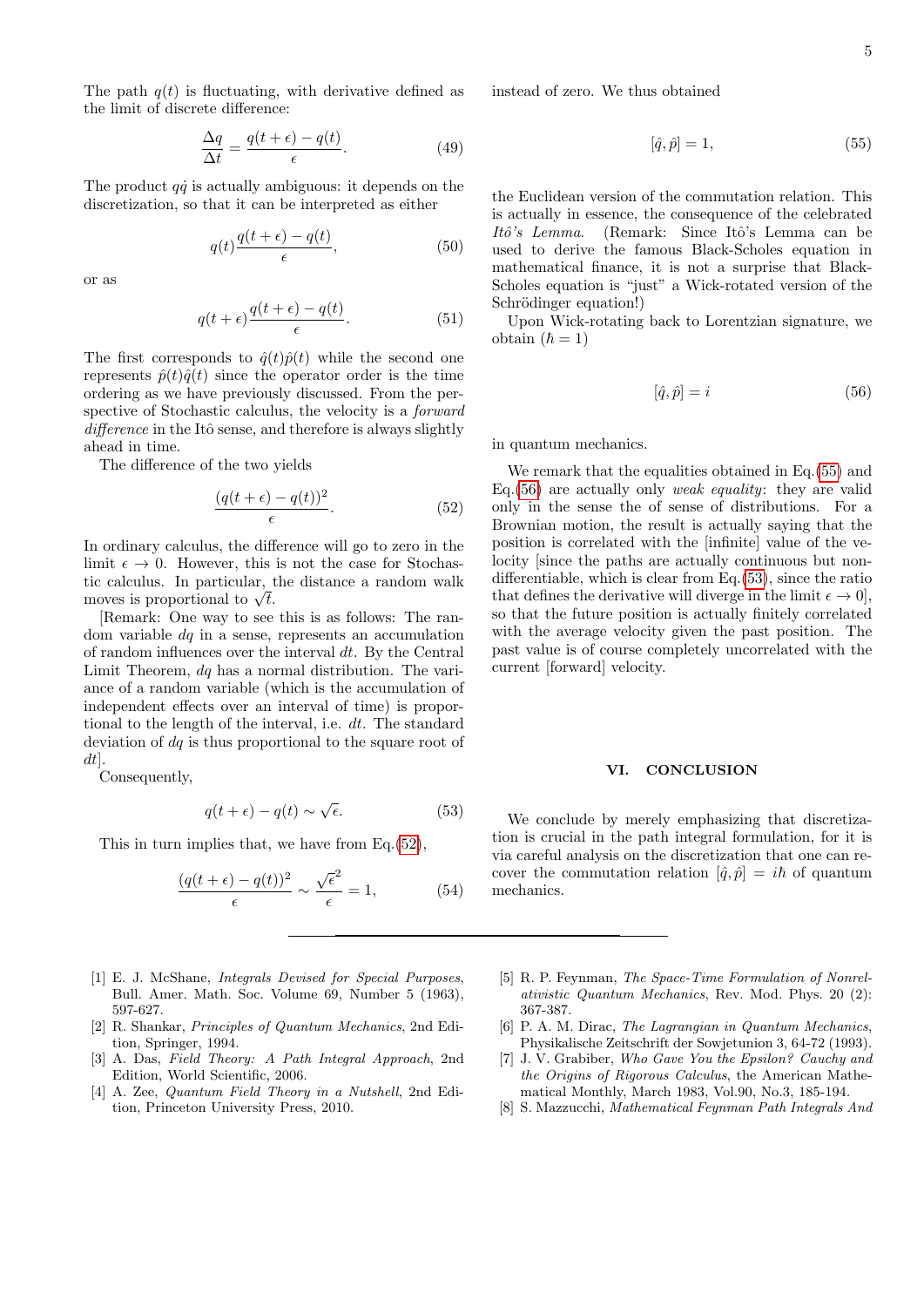The path $q(t)$ is fluctuating, with derivative defined as the limit of discrete difference:

$$\frac{\Delta q}{\Delta t} = \frac{q(t+\epsilon) - q(t)}{\epsilon}. \tag{49}$$

The product $q\dot{q}$ is actually ambiguous: it depends on the discretization, so that it can be interpreted as either

$$q(t)\frac{q(t+\epsilon) - q(t)}{\epsilon}, \tag{50}$$

or as

$$q(t+\epsilon)\frac{q(t+\epsilon) - q(t)}{\epsilon}. \tag{51}$$

The first corresponds to $\hat{q}(t)\hat{p}(t)$ while the second one represents $\hat{p}(t)\hat{q}(t)$ since the operator order is the time ordering as we have previously discussed. From the perspective of Stochastic calculus, the velocity is a *forward difference* in the Itô sense, and therefore is always slightly ahead in time.

The difference of the two yields

$$\frac{(q(t+\epsilon) - q(t))^2}{\epsilon}. \tag{52}$$

In ordinary calculus, the difference will go to zero in the limit $\epsilon \to 0$. However, this is not the case for Stochastic calculus. In particular, the distance a random walk moves is proportional to $\sqrt{t}$.

[Remark: One way to see this is as follows: The random variable $dq$ in a sense, represents an accumulation of random influences over the interval $dt$. By the Central Limit Theorem, $dq$ has a normal distribution. The variance of a random variable (which is the accumulation of independent effects over an interval of time) is proportional to the length of the interval, i.e. $dt$. The standard deviation of $dq$ is thus proportional to the square root of $dt$].

Consequently,

$$q(t+\epsilon) - q(t) \sim \sqrt{\epsilon}. \tag{53}$$

This in turn implies that, we have from Eq.(52),

$$\frac{(q(t+\epsilon) - q(t))^2}{\epsilon} \sim \frac{\sqrt{\epsilon}^2}{\epsilon} = 1, \tag{54}$$

instead of zero. We thus obtained

$$[\hat{q}, \hat{p}] = 1, \tag{55}$$

the Euclidean version of the commutation relation. This is actually in essence, the consequence of the celebrated *Itô's Lemma*. (Remark: Since Itô's Lemma can be used to derive the famous Black-Scholes equation in mathematical finance, it is not a surprise that Black-Scholes equation is "just" a Wick-rotated version of the Schrödinger equation!)

Upon Wick-rotating back to Lorentzian signature, we obtain ($\hbar = 1$)

$$[\hat{q}, \hat{p}] = i \tag{56}$$

in quantum mechanics.

We remark that the equalities obtained in Eq.(55) and Eq.(56) are actually only *weak equality*: they are valid only in the sense the of sense of distributions. For a Brownian motion, the result is actually saying that the position is correlated with the [infinite] value of the velocity [since the paths are actually continuous but non-differentiable, which is clear from Eq.(53), since the ratio that defines the derivative will diverge in the limit $\epsilon \to 0$], so that the future position is actually finitely correlated with the average velocity given the past position. The past value is of course completely uncorrelated with the current [forward] velocity.

## VI. CONCLUSION

We conclude by merely emphasizing that discretization is crucial in the path integral formulation, for it is via careful analysis on the discretization that one can recover the commutation relation $[\hat{q}, \hat{p}] = i\hbar$ of quantum mechanics.

---

[1] E. J. McShane, *Integrals Devised for Special Purposes*, Bull. Amer. Math. Soc. Volume 69, Number 5 (1963), 597-627.

[2] R. Shankar, *Principles of Quantum Mechanics*, 2nd Edition, Springer, 1994.

[3] A. Das, *Field Theory: A Path Integral Approach*, 2nd Edition, World Scientific, 2006.

[4] A. Zee, *Quantum Field Theory in a Nutshell*, 2nd Edition, Princeton University Press, 2010.

[5] R. P. Feynman, *The Space-Time Formulation of Nonrelativistic Quantum Mechanics*, Rev. Mod. Phys. 20 (2): 367-387.

[6] P. A. M. Dirac, *The Lagrangian in Quantum Mechanics*, Physikalische Zeitschrift der Sowjetunion 3, 64-72 (1993).

[7] J. V. Grabiber, *Who Gave You the Epsilon? Cauchy and the Origins of Rigorous Calculus*, the American Mathematical Monthly, March 1983, Vol.90, No.3, 185-194.

[8] S. Mazzucchi, *Mathematical Feynman Path Integrals And*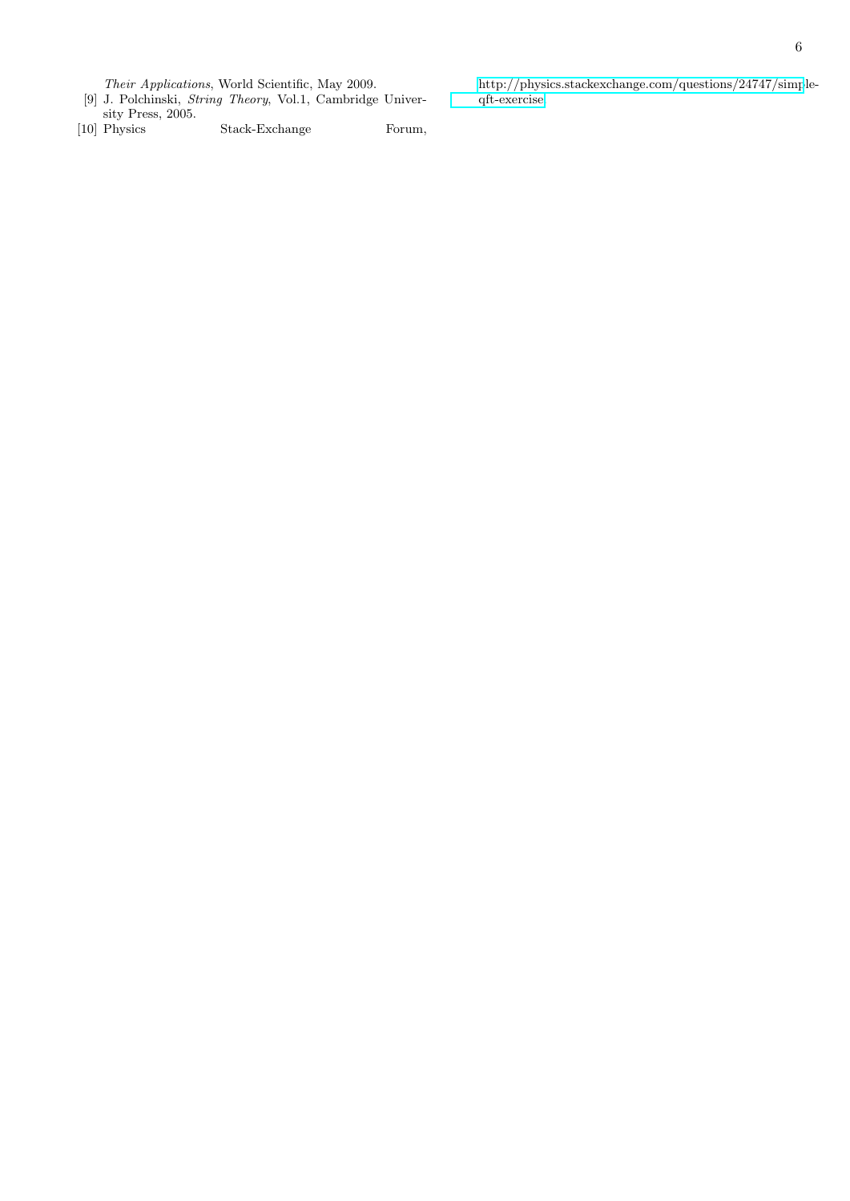*Their Applications*, World Scientific, May 2009.

[9] J. Polchinski, *String Theory*, Vol.1, Cambridge University Press, 2005.

[10] Physics Stack-Exchange Forum, http://physics.stackexchange.com/questions/24747/simple-qft-exercise